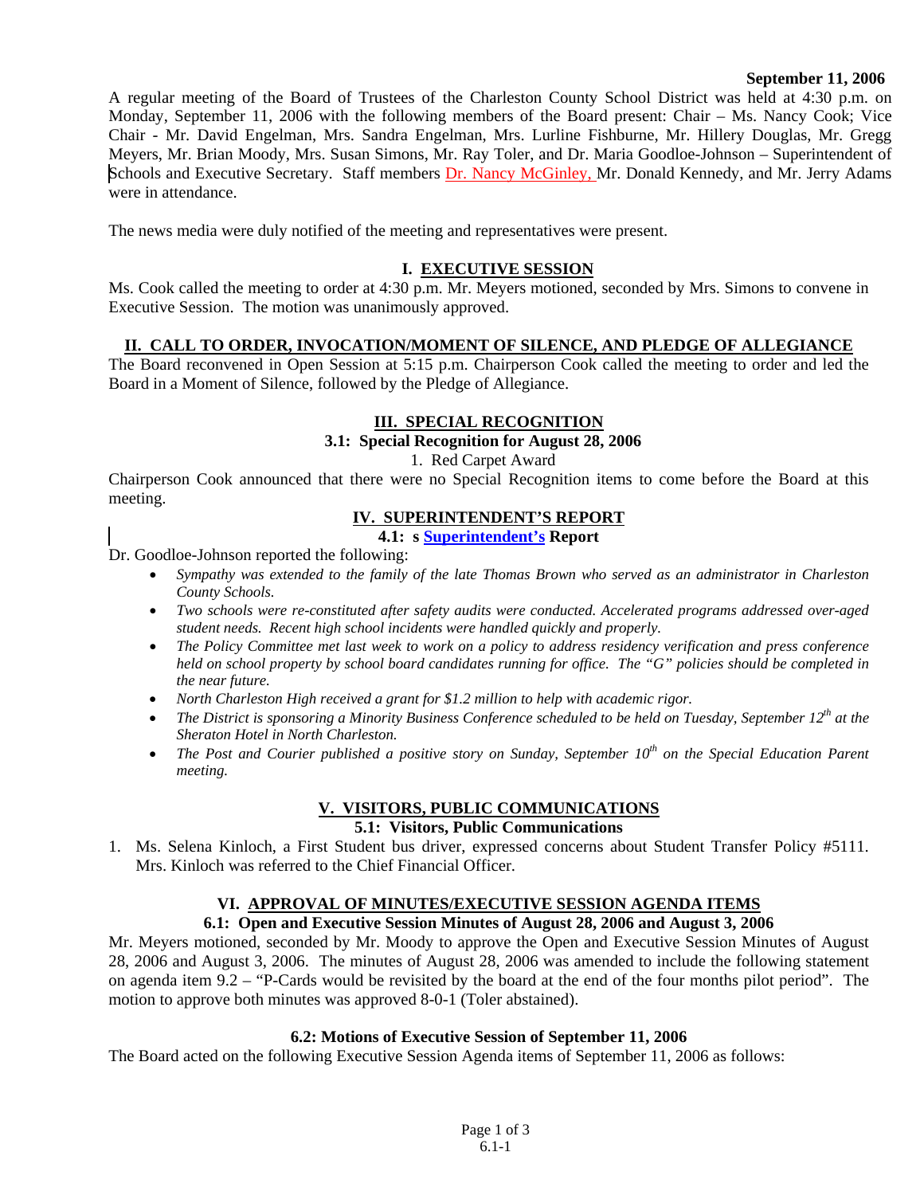**September 11, 2006**

A regular meeting of the Board of Trustees of the Charleston County School District was held at 4:30 p.m. on Monday, September 11, 2006 with the following members of the Board present: Chair – Ms. Nancy Cook; Vice Chair - Mr. David Engelman, Mrs. Sandra Engelman, Mrs. Lurline Fishburne, Mr. Hillery Douglas, Mr. Gregg Meyers, Mr. Brian Moody, Mrs. Susan Simons, Mr. Ray Toler, and Dr. Maria Goodloe-Johnson – Superintendent of Schools and Executive Secretary. Staff members Dr. Nancy McGinley, Mr. Donald Kennedy, and Mr. Jerry Adams were in attendance.

The news media were duly notified of the meeting and representatives were present.

## I. EXECUTIVE SESSION

Ms. Cook called the meeting to order at 4:30 p.m. Mr. Meyers motioned, seconded by Mrs. Simons to convene in Executive Session. The motion was unanimously approved.

## II. CALL TO ORDER, INVOCATION/MOMENT OF SILENCE, AND PLEDGE OF ALLEGIANCE

The Board reconvened in Open Session at 5:15 p.m. Chairperson Cook called the meeting to order and led the Board in a Moment of Silence, followed by the Pledge of Allegiance.

## III. SPECIAL RECOGNITION

### 3.1: Special Recognition for August 28, 2006

1. Red Carpet Award

Chairperson Cook announced that there were no Special Recognition items to come before the Board at this meeting.

## IV. SUPERINTENDENT'S REPORT

### 4.1: s Superintendent's Report

Dr. Goodloe-Johnson reported the following:

- *Sympathy was extended to the family of the late Thomas Brown who served as an administrator in Charleston County Schools.*
- *Two schools were re-constituted after safety audits were conducted. Accelerated programs addressed over-aged student needs. Recent high school incidents were handled quickly and properly.*
- *The Policy Committee met last week to work on a policy to address residency verification and press conference held on school property by school board candidates running for office. The "G" policies should be completed in the near future.*
- *North Charleston High received a grant for $1.2 million to help with academic rigor.*
- *The District is sponsoring a Minority Business Conference scheduled to be held on Tuesday, September 12th at the Sheraton Hotel in North Charleston.*
- *The Post and Courier published a positive story on Sunday, September 10th on the Special Education Parent meeting.*

## V. VISITORS, PUBLIC COMMUNICATIONS

### 5.1: Visitors, Public Communications

1. Ms. Selena Kinloch, a First Student bus driver, expressed concerns about Student Transfer Policy #5111. Mrs. Kinloch was referred to the Chief Financial Officer.

## VI. APPROVAL OF MINUTES/EXECUTIVE SESSION AGENDA ITEMS

### 6.1: Open and Executive Session Minutes of August 28, 2006 and August 3, 2006

Mr. Meyers motioned, seconded by Mr. Moody to approve the Open and Executive Session Minutes of August 28, 2006 and August 3, 2006. The minutes of August 28, 2006 was amended to include the following statement on agenda item 9.2 – "P-Cards would be revisited by the board at the end of the four months pilot period". The motion to approve both minutes was approved 8-0-1 (Toler abstained).

### 6.2: Motions of Executive Session of September 11, 2006

The Board acted on the following Executive Session Agenda items of September 11, 2006 as follows: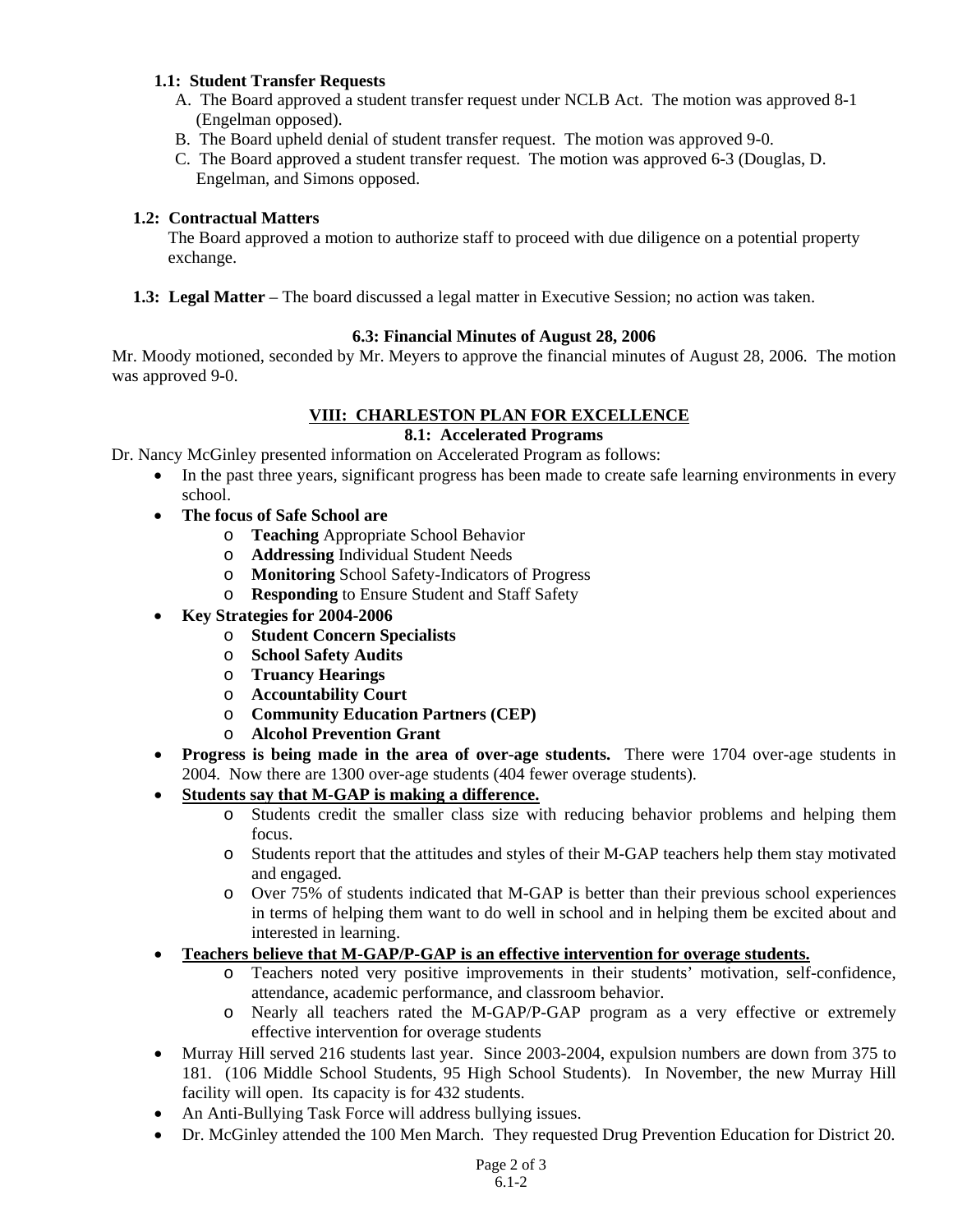**1.1: Student Transfer Requests**

A. The Board approved a student transfer request under NCLB Act. The motion was approved 8-1 (Engelman opposed).

B. The Board upheld denial of student transfer request. The motion was approved 9-0.

C. The Board approved a student transfer request. The motion was approved 6-3 (Douglas, D. Engelman, and Simons opposed.

**1.2: Contractual Matters**

The Board approved a motion to authorize staff to proceed with due diligence on a potential property exchange.

**1.3: Legal Matter** – The board discussed a legal matter in Executive Session; no action was taken.

**6.3: Financial Minutes of August 28, 2006**

Mr. Moody motioned, seconded by Mr. Meyers to approve the financial minutes of August 28, 2006. The motion was approved 9-0.

## VIII: CHARLESTON PLAN FOR EXCELLENCE

### 8.1: Accelerated Programs

Dr. Nancy McGinley presented information on Accelerated Program as follows:

- In the past three years, significant progress has been made to create safe learning environments in every school.
- **The focus of Safe School are**
  - **Teaching** Appropriate School Behavior
  - **Addressing** Individual Student Needs
  - **Monitoring** School Safety-Indicators of Progress
  - **Responding** to Ensure Student and Staff Safety
- **Key Strategies for 2004-2006**
  - **Student Concern Specialists**
  - **School Safety Audits**
  - **Truancy Hearings**
  - **Accountability Court**
  - **Community Education Partners (CEP)**
  - **Alcohol Prevention Grant**
- **Progress is being made in the area of over-age students.** There were 1704 over-age students in 2004. Now there are 1300 over-age students (404 fewer overage students).
- **Students say that M-GAP is making a difference.**
  - Students credit the smaller class size with reducing behavior problems and helping them focus.
  - Students report that the attitudes and styles of their M-GAP teachers help them stay motivated and engaged.
  - Over 75% of students indicated that M-GAP is better than their previous school experiences in terms of helping them want to do well in school and in helping them be excited about and interested in learning.
- **Teachers believe that M-GAP/P-GAP is an effective intervention for overage students.**
  - Teachers noted very positive improvements in their students' motivation, self-confidence, attendance, academic performance, and classroom behavior.
  - Nearly all teachers rated the M-GAP/P-GAP program as a very effective or extremely effective intervention for overage students
- Murray Hill served 216 students last year. Since 2003-2004, expulsion numbers are down from 375 to 181. (106 Middle School Students, 95 High School Students). In November, the new Murray Hill facility will open. Its capacity is for 432 students.
- An Anti-Bullying Task Force will address bullying issues.
- Dr. McGinley attended the 100 Men March. They requested Drug Prevention Education for District 20.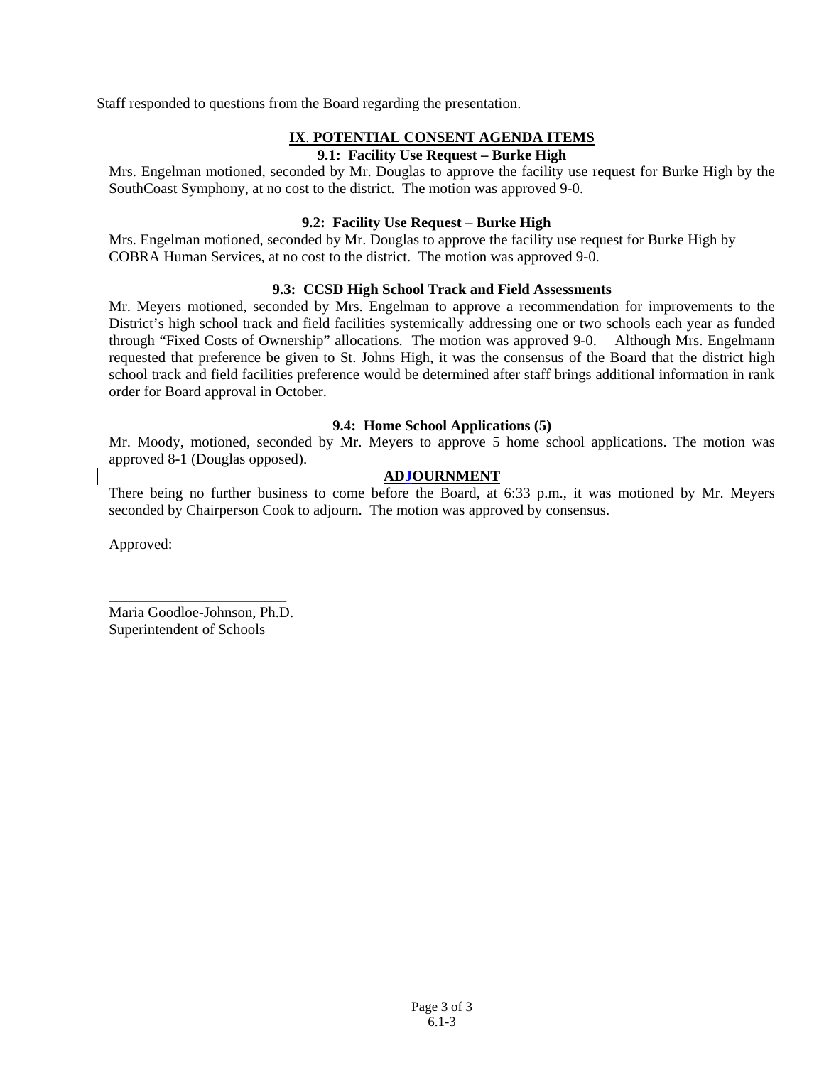Staff responded to questions from the Board regarding the presentation.

## IX. POTENTIAL CONSENT AGENDA ITEMS

### 9.1: Facility Use Request – Burke High

Mrs. Engelman motioned, seconded by Mr. Douglas to approve the facility use request for Burke High by the SouthCoast Symphony, at no cost to the district. The motion was approved 9-0.

### 9.2: Facility Use Request – Burke High

Mrs. Engelman motioned, seconded by Mr. Douglas to approve the facility use request for Burke High by COBRA Human Services, at no cost to the district. The motion was approved 9-0.

### 9.3: CCSD High School Track and Field Assessments

Mr. Meyers motioned, seconded by Mrs. Engelman to approve a recommendation for improvements to the District's high school track and field facilities systemically addressing one or two schools each year as funded through "Fixed Costs of Ownership" allocations. The motion was approved 9-0. Although Mrs. Engelmann requested that preference be given to St. Johns High, it was the consensus of the Board that the district high school track and field facilities preference would be determined after staff brings additional information in rank order for Board approval in October.

### 9.4: Home School Applications (5)

Mr. Moody, motioned, seconded by Mr. Meyers to approve 5 home school applications. The motion was approved 8-1 (Douglas opposed).

## ADJOURNMENT

There being no further business to come before the Board, at 6:33 p.m., it was motioned by Mr. Meyers seconded by Chairperson Cook to adjourn. The motion was approved by consensus.

Approved:

\_\_\_\_\_\_\_\_\_\_\_\_\_\_\_\_\_\_\_\_\_\_\_\_\_

Maria Goodloe-Johnson, Ph.D.
Superintendent of Schools

6.1-3